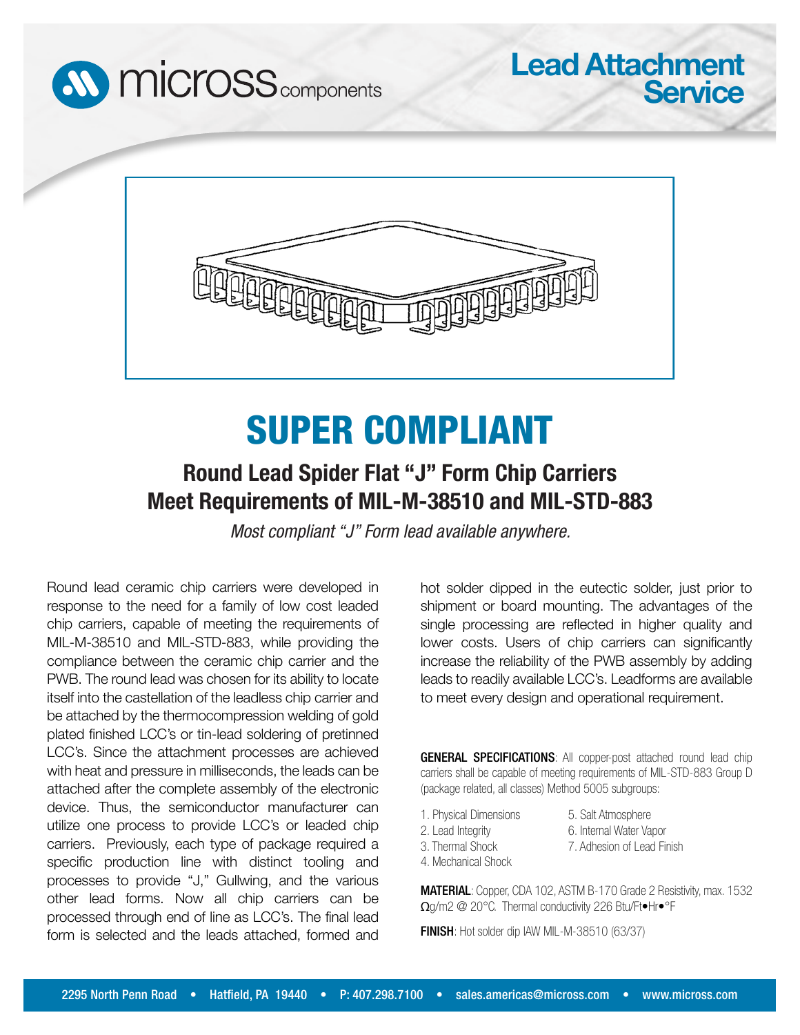micross components

# Lead Attachment Service

# SUPER COMPLIANT

## Round Lead Spider Flat "J" Form Chip Carriers Meet Requirements of MIL-M-38510 and MIL-STD-883

*Most compliant "J" Form lead available anywhere.*

Round lead ceramic chip carriers were developed in response to the need for a family of low cost leaded chip carriers, capable of meeting the requirements of MIL-M-38510 and MIL-STD-883, while providing the compliance between the ceramic chip carrier and the PWB. The round lead was chosen for its ability to locate itself into the castellation of the leadless chip carrier and be attached by the thermocompression welding of gold plated finished LCC's or tin-lead soldering of pretinned LCC's. Since the attachment processes are achieved with heat and pressure in milliseconds, the leads can be attached after the complete assembly of the electronic device. Thus, the semiconductor manufacturer can utilize one process to provide LCC's or leaded chip carriers. Previously, each type of package required a specific production line with distinct tooling and processes to provide "J," Gullwing, and the various other lead forms. Now all chip carriers can be processed through end of line as LCC's. The final lead form is selected and the leads attached, formed and hot solder dipped in the eutectic solder, just prior to shipment or board mounting. The advantages of the single processing are reflected in higher quality and lower costs. Users of chip carriers can significantly increase the reliability of the PWB assembly by adding leads to readily available LCC's. Leadforms are available to meet every design and operational requirement.

**GENERAL SPECIFICATIONS**: All copper-post attached round lead chip carriers shall be capable of meeting requirements of MIL-STD-883 Group D (package related, all classes) Method 5005 subgroups:

1. Physical Dimensions
2. Lead Integrity
3. Thermal Shock
4. Mechanical Shock
5. Salt Atmosphere
6. Internal Water Vapor
7. Adhesion of Lead Finish

**MATERIAL**: Copper, CDA 102, ASTM B-170 Grade 2 Resistivity, max. 1532 Ωg/m2 @ 20°C. Thermal conductivity 226 Btu/Ft•Hr•°F

**FINISH**: Hot solder dip IAW MIL-M-38510 (63/37)

2295 North Penn Road • Hatfield, PA 19440 • P: 407.298.7100 • sales.americas@micross.com • www.micross.com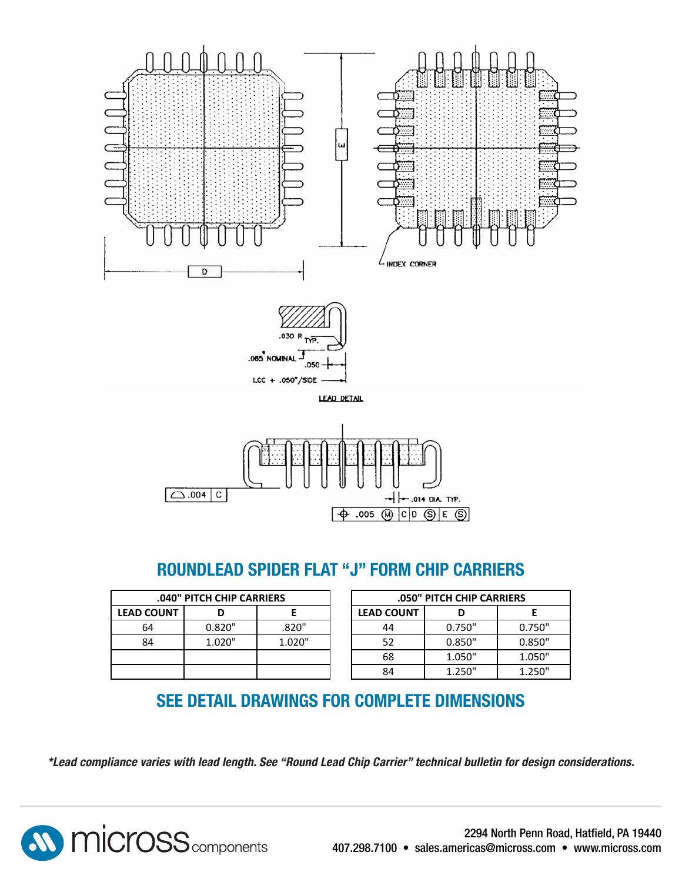INDEX CORNER

D

E

.030 R TYP.

.065 NOMINAL

.050

LCC + .050"/SIDE

LEAD DETAIL

.004 | C

.014 DIA. TYP.

.005 (M) | C | D (S) | E (S)

## ROUNDLEAD SPIDER FLAT "J" FORM CHIP CARRIERS

| .040" PITCH CHIP CARRIERS | | |
|---|---|---|
| LEAD COUNT | D | E |
| 64 | 0.820" | .820" |
| 84 | 1.020" | 1.020" |
| | | |
| | | |

| .050" PITCH CHIP CARRIERS | | |
|---|---|---|
| LEAD COUNT | D | E |
| 44 | 0.750" | 0.750" |
| 52 | 0.850" | 0.850" |
| 68 | 1.050" | 1.050" |
| 84 | 1.250" | 1.250" |

## SEE DETAIL DRAWINGS FOR COMPLETE DIMENSIONS

*\*Lead compliance varies with lead length. See "Round Lead Chip Carrier" technical bulletin for design considerations.*

micross components

2294 North Penn Road, Hatfield, PA 19440
407.298.7100 • sales.americas@micross.com • www.micross.com